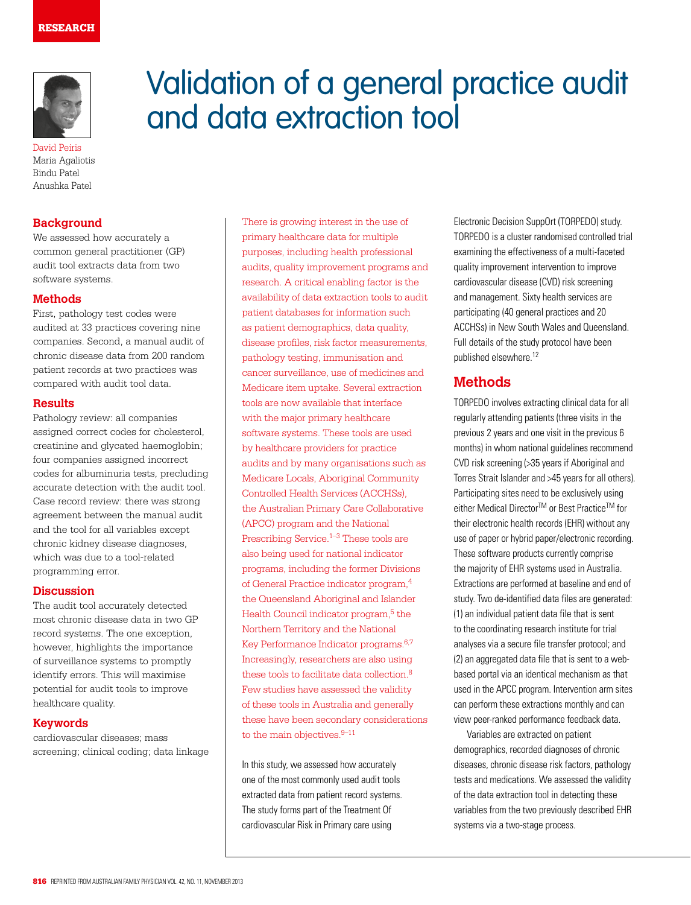RESEARCH

# Validation of a general practice audit and data extraction tool

David Peiris
Maria Agaliotis
Bindu Patel
Anushka Patel

## Background

We assessed how accurately a common general practitioner (GP) audit tool extracts data from two software systems.

## Methods

First, pathology test codes were audited at 33 practices covering nine companies. Second, a manual audit of chronic disease data from 200 random patient records at two practices was compared with audit tool data.

## Results

Pathology review: all companies assigned correct codes for cholesterol, creatinine and glycated haemoglobin; four companies assigned incorrect codes for albuminuria tests, precluding accurate detection with the audit tool. Case record review: there was strong agreement between the manual audit and the tool for all variables except chronic kidney disease diagnoses, which was due to a tool-related programming error.

## Discussion

The audit tool accurately detected most chronic disease data in two GP record systems. The one exception, however, highlights the importance of surveillance systems to promptly identify errors. This will maximise potential for audit tools to improve healthcare quality.

## Keywords

cardiovascular diseases; mass screening; clinical coding; data linkage

There is growing interest in the use of primary healthcare data for multiple purposes, including health professional audits, quality improvement programs and research. A critical enabling factor is the availability of data extraction tools to audit patient databases for information such as patient demographics, data quality, disease profiles, risk factor measurements, pathology testing, immunisation and cancer surveillance, use of medicines and Medicare item uptake. Several extraction tools are now available that interface with the major primary healthcare software systems. These tools are used by healthcare providers for practice audits and by many organisations such as Medicare Locals, Aboriginal Community Controlled Health Services (ACCHSs), the Australian Primary Care Collaborative (APCC) program and the National Prescribing Service.[1–3] These tools are also being used for national indicator programs, including the former Divisions of General Practice indicator program,[4] the Queensland Aboriginal and Islander Health Council indicator program,[5] the Northern Territory and the National Key Performance Indicator programs.[6,7] Increasingly, researchers are also using these tools to facilitate data collection.[8] Few studies have assessed the validity of these tools in Australia and generally these have been secondary considerations to the main objectives.[9–11]

In this study, we assessed how accurately one of the most commonly used audit tools extracted data from patient record systems. The study forms part of the Treatment Of cardiovascular Risk in Primary care using Electronic Decision SuppOrt (TORPEDO) study. TORPEDO is a cluster randomised controlled trial examining the effectiveness of a multi-faceted quality improvement intervention to improve cardiovascular disease (CVD) risk screening and management. Sixty health services are participating (40 general practices and 20 ACCHSs) in New South Wales and Queensland. Full details of the study protocol have been published elsewhere.[12]

## Methods

TORPEDO involves extracting clinical data for all regularly attending patients (three visits in the previous 2 years and one visit in the previous 6 months) in whom national guidelines recommend CVD risk screening (>35 years if Aboriginal and Torres Strait Islander and >45 years for all others). Participating sites need to be exclusively using either Medical Director™ or Best Practice™ for their electronic health records (EHR) without any use of paper or hybrid paper/electronic recording. These software products currently comprise the majority of EHR systems used in Australia. Extractions are performed at baseline and end of study. Two de-identified data files are generated: (1) an individual patient data file that is sent to the coordinating research institute for trial analyses via a secure file transfer protocol; and (2) an aggregated data file that is sent to a web-based portal via an identical mechanism as that used in the APCC program. Intervention arm sites can perform these extractions monthly and can view peer-ranked performance feedback data.

Variables are extracted on patient demographics, recorded diagnoses of chronic diseases, chronic disease risk factors, pathology tests and medications. We assessed the validity of the data extraction tool in detecting these variables from the two previously described EHR systems via a two-stage process.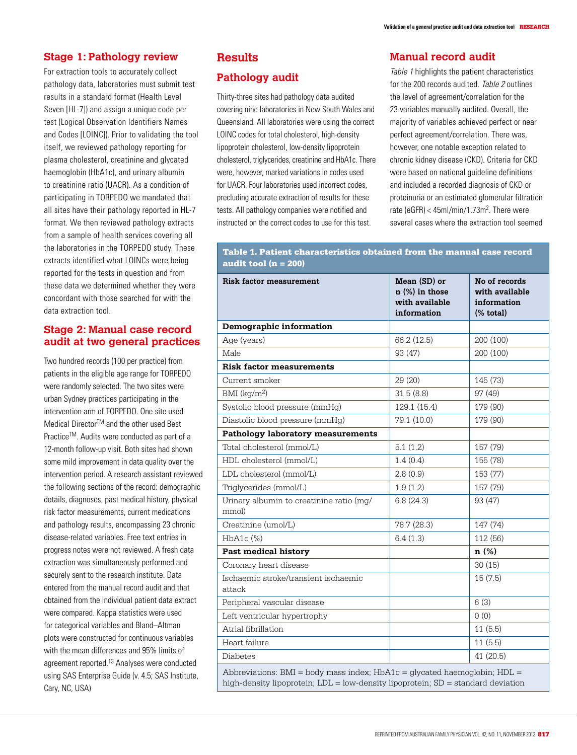## Stage 1: Pathology review

For extraction tools to accurately collect pathology data, laboratories must submit test results in a standard format (Health Level Seven [HL-7]) and assign a unique code per test (Logical Observation Identifiers Names and Codes [LOINC]). Prior to validating the tool itself, we reviewed pathology reporting for plasma cholesterol, creatinine and glycated haemoglobin (HbA1c), and urinary albumin to creatinine ratio (UACR). As a condition of participating in TORPEDO we mandated that all sites have their pathology reported in HL-7 format. We then reviewed pathology extracts from a sample of health services covering all the laboratories in the TORPEDO study. These extracts identified what LOINCs were being reported for the tests in question and from these data we determined whether they were concordant with those searched for with the data extraction tool.

## Stage 2: Manual case record audit at two general practices

Two hundred records (100 per practice) from patients in the eligible age range for TORPEDO were randomly selected. The two sites were urban Sydney practices participating in the intervention arm of TORPEDO. One site used Medical Director™ and the other used Best Practice™. Audits were conducted as part of a 12-month follow-up visit. Both sites had shown some mild improvement in data quality over the intervention period. A research assistant reviewed the following sections of the record: demographic details, diagnoses, past medical history, physical risk factor measurements, current medications and pathology results, encompassing 23 chronic disease-related variables. Free text entries in progress notes were not reviewed. A fresh data extraction was simultaneously performed and securely sent to the research institute. Data entered from the manual record audit and that obtained from the individual patient data extract were compared. Kappa statistics were used for categorical variables and Bland–Altman plots were constructed for continuous variables with the mean differences and 95% limits of agreement reported.[13] Analyses were conducted using SAS Enterprise Guide (v. 4.5; SAS Institute, Cary, NC, USA)

# Results

## Pathology audit

Thirty-three sites had pathology data audited covering nine laboratories in New South Wales and Queensland. All laboratories were using the correct LOINC codes for total cholesterol, high-density lipoprotein cholesterol, low-density lipoprotein cholesterol, triglycerides, creatinine and HbA1c. There were, however, marked variations in codes used for UACR. Four laboratories used incorrect codes, precluding accurate extraction of results for these tests. All pathology companies were notified and instructed on the correct codes to use for this test.

## Manual record audit

*Table 1* highlights the patient characteristics for the 200 records audited. *Table 2* outlines the level of agreement/correlation for the 23 variables manually audited. Overall, the majority of variables achieved perfect or near perfect agreement/correlation. There was, however, one notable exception related to chronic kidney disease (CKD). Criteria for CKD were based on national guideline definitions and included a recorded diagnosis of CKD or proteinuria or an estimated glomerular filtration rate (eGFR) < 45ml/min/1.73m$^2$. There were several cases where the extraction tool seemed

**Table 1. Patient characteristics obtained from the manual case record audit tool (n = 200)**

| Risk factor measurement | Mean (SD) or n (%) in those with available information | No of records with available information (% total) |
|---|---|---|
| **Demographic information** | | |
| Age (years) | 66.2 (12.5) | 200 (100) |
| Male | 93 (47) | 200 (100) |
| **Risk factor measurements** | | |
| Current smoker | 29 (20) | 145 (73) |
| BMI (kg/m$^2$) | 31.5 (8.8) | 97 (49) |
| Systolic blood pressure (mmHg) | 129.1 (15.4) | 179 (90) |
| Diastolic blood pressure (mmHg) | 79.1 (10.0) | 179 (90) |
| **Pathology laboratory measurements** | | |
| Total cholesterol (mmol/L) | 5.1 (1.2) | 157 (79) |
| HDL cholesterol (mmol/L) | 1.4 (0.4) | 155 (78) |
| LDL cholesterol (mmol/L) | 2.8 (0.9) | 153 (77) |
| Triglycerides (mmol/L) | 1.9 (1.2) | 157 (79) |
| Urinary albumin to creatinine ratio (mg/mmol) | 6.8 (24.3) | 93 (47) |
| Creatinine (umol/L) | 78.7 (28.3) | 147 (74) |
| HbA1c (%) | 6.4 (1.3) | 112 (56) |
| **Past medical history** | | **n (%)** |
| Coronary heart disease | | 30 (15) |
| Ischaemic stroke/transient ischaemic attack | | 15 (7.5) |
| Peripheral vascular disease | | 6 (3) |
| Left ventricular hypertrophy | | 0 (0) |
| Atrial fibrillation | | 11 (5.5) |
| Heart failure | | 11 (5.5) |
| Diabetes | | 41 (20.5) |

Abbreviations: BMI = body mass index; HbA1c = glycated haemoglobin; HDL = high-density lipoprotein; LDL = low-density lipoprotein; SD = standard deviation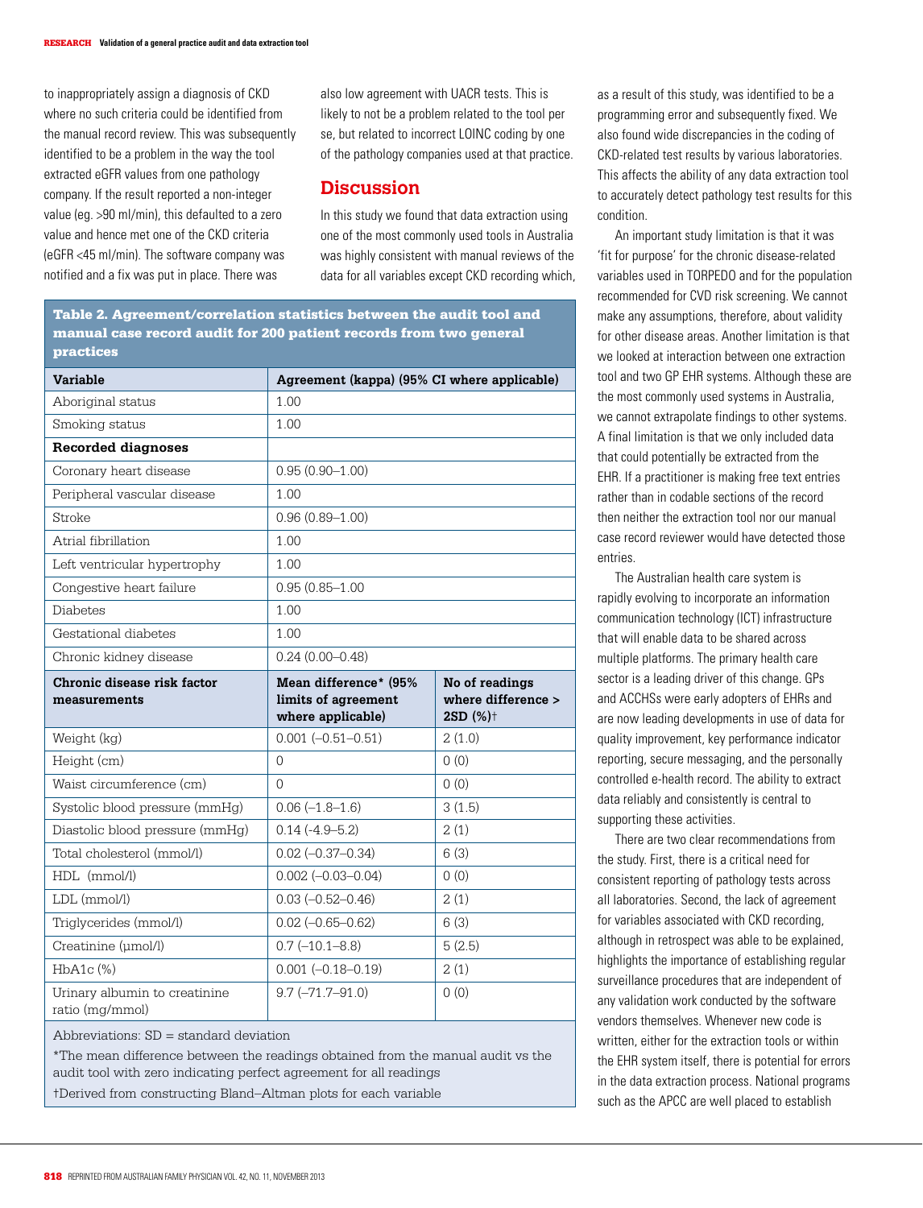to inappropriately assign a diagnosis of CKD where no such criteria could be identified from the manual record review. This was subsequently identified to be a problem in the way the tool extracted eGFR values from one pathology company. If the result reported a non-integer value (eg. >90 ml/min), this defaulted to a zero value and hence met one of the CKD criteria (eGFR <45 ml/min). The software company was notified and a fix was put in place. There was also low agreement with UACR tests. This is likely to not be a problem related to the tool per se, but related to incorrect LOINC coding by one of the pathology companies used at that practice.

## Discussion

In this study we found that data extraction using one of the most commonly used tools in Australia was highly consistent with manual reviews of the data for all variables except CKD recording which, as a result of this study, was identified to be a programming error and subsequently fixed. We also found wide discrepancies in the coding of CKD-related test results by various laboratories. This affects the ability of any data extraction tool to accurately detect pathology test results for this condition.

An important study limitation is that it was 'fit for purpose' for the chronic disease-related variables used in TORPEDO and for the population recommended for CVD risk screening. We cannot make any assumptions, therefore, about validity for other disease areas. Another limitation is that we looked at interaction between one extraction tool and two GP EHR systems. Although these are the most commonly used systems in Australia, we cannot extrapolate findings to other systems. A final limitation is that we only included data that could potentially be extracted from the EHR. If a practitioner is making free text entries rather than in codable sections of the record then neither the extraction tool nor our manual case record reviewer would have detected those entries.

The Australian health care system is rapidly evolving to incorporate an information communication technology (ICT) infrastructure that will enable data to be shared across multiple platforms. The primary health care sector is a leading driver of this change. GPs and ACCHSs were early adopters of EHRs and are now leading developments in use of data for quality improvement, key performance indicator reporting, secure messaging, and the personally controlled e-health record. The ability to extract data reliably and consistently is central to supporting these activities.

There are two clear recommendations from the study. First, there is a critical need for consistent reporting of pathology tests across all laboratories. Second, the lack of agreement for variables associated with CKD recording, although in retrospect was able to be explained, highlights the importance of establishing regular surveillance procedures that are independent of any validation work conducted by the software vendors themselves. Whenever new code is written, either for the extraction tools or within the EHR system itself, there is potential for errors in the data extraction process. National programs such as the APCC are well placed to establish

**Table 2. Agreement/correlation statistics between the audit tool and manual case record audit for 200 patient records from two general practices**

| Variable | Agreement (kappa) (95% CI where applicable) | |
|---|---|---|
| Aboriginal status | 1.00 | |
| Smoking status | 1.00 | |
| **Recorded diagnoses** | | |
| Coronary heart disease | 0.95 (0.90–1.00) | |
| Peripheral vascular disease | 1.00 | |
| Stroke | 0.96 (0.89–1.00) | |
| Atrial fibrillation | 1.00 | |
| Left ventricular hypertrophy | 1.00 | |
| Congestive heart failure | 0.95 (0.85–1.00 | |
| Diabetes | 1.00 | |
| Gestational diabetes | 1.00 | |
| Chronic kidney disease | 0.24 (0.00–0.48) | |
| **Chronic disease risk factor measurements** | **Mean difference* (95% limits of agreement where applicable)** | **No of readings where difference > 2SD (%)†** |
| Weight (kg) | 0.001 (–0.51–0.51) | 2 (1.0) |
| Height (cm) | 0 | 0 (0) |
| Waist circumference (cm) | 0 | 0 (0) |
| Systolic blood pressure (mmHg) | 0.06 (–1.8–1.6) | 3 (1.5) |
| Diastolic blood pressure (mmHg) | 0.14 (-4.9–5.2) | 2 (1) |
| Total cholesterol (mmol/l) | 0.02 (–0.37–0.34) | 6 (3) |
| HDL (mmol/l) | 0.002 (–0.03–0.04) | 0 (0) |
| LDL (mmol/l) | 0.03 (–0.52–0.46) | 2 (1) |
| Triglycerides (mmol/l) | 0.02 (–0.65–0.62) | 6 (3) |
| Creatinine (µmol/l) | 0.7 (–10.1–8.8) | 5 (2.5) |
| HbA1c (%) | 0.001 (–0.18–0.19) | 2 (1) |
| Urinary albumin to creatinine ratio (mg/mmol) | 9.7 (–71.7–91.0) | 0 (0) |

Abbreviations: SD = standard deviation

*The mean difference between the readings obtained from the manual audit vs the audit tool with zero indicating perfect agreement for all readings

†Derived from constructing Bland–Altman plots for each variable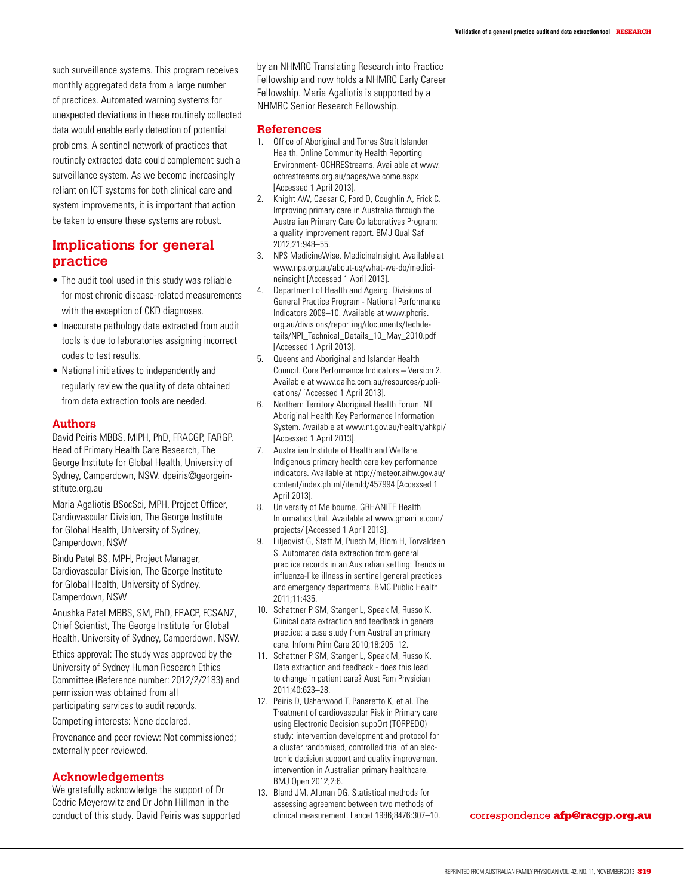such surveillance systems. This program receives monthly aggregated data from a large number of practices. Automated warning systems for unexpected deviations in these routinely collected data would enable early detection of potential problems. A sentinel network of practices that routinely extracted data could complement such a surveillance system. As we become increasingly reliant on ICT systems for both clinical care and system improvements, it is important that action be taken to ensure these systems are robust.

## Implications for general practice

- The audit tool used in this study was reliable for most chronic disease-related measurements with the exception of CKD diagnoses.
- Inaccurate pathology data extracted from audit tools is due to laboratories assigning incorrect codes to test results.
- National initiatives to independently and regularly review the quality of data obtained from data extraction tools are needed.

### Authors

David Peiris MBBS, MIPH, PhD, FRACGP, FARGP, Head of Primary Health Care Research, The George Institute for Global Health, University of Sydney, Camperdown, NSW. dpeiris@georgeinstitute.org.au

Maria Agaliotis BSocSci, MPH, Project Officer, Cardiovascular Division, The George Institute for Global Health, University of Sydney, Camperdown, NSW

Bindu Patel BS, MPH, Project Manager, Cardiovascular Division, The George Institute for Global Health, University of Sydney, Camperdown, NSW

Anushka Patel MBBS, SM, PhD, FRACP, FCSANZ, Chief Scientist, The George Institute for Global Health, University of Sydney, Camperdown, NSW.

Ethics approval: The study was approved by the University of Sydney Human Research Ethics Committee (Reference number: 2012/2/2183) and permission was obtained from all participating services to audit records.

Competing interests: None declared.

Provenance and peer review: Not commissioned; externally peer reviewed.

### Acknowledgements

We gratefully acknowledge the support of Dr Cedric Meyerowitz and Dr John Hillman in the conduct of this study. David Peiris was supported by an NHMRC Translating Research into Practice Fellowship and now holds a NHMRC Early Career Fellowship. Maria Agaliotis is supported by a NHMRC Senior Research Fellowship.

### References

1. Office of Aboriginal and Torres Strait Islander Health. Online Community Health Reporting Environment- OCHREStreams. Available at www.ochrestreams.org.au/pages/welcome.aspx [Accessed 1 April 2013].
2. Knight AW, Caesar C, Ford D, Coughlin A, Frick C. Improving primary care in Australia through the Australian Primary Care Collaboratives Program: a quality improvement report. BMJ Qual Saf 2012;21:948–55.
3. NPS MedicineWise. MedicineInsight. Available at www.nps.org.au/about-us/what-we-do/medicineinsight [Accessed 1 April 2013].
4. Department of Health and Ageing. Divisions of General Practice Program - National Performance Indicators 2009–10. Available at www.phcris.org.au/divisions/reporting/documents/techdetails/NPI_Technical_Details_10_May_2010.pdf [Accessed 1 April 2013].
5. Queensland Aboriginal and Islander Health Council. Core Performance Indicators – Version 2. Available at www.qaihc.com.au/resources/publications/ [Accessed 1 April 2013].
6. Northern Territory Aboriginal Health Forum. NT Aboriginal Health Key Performance Information System. Available at www.nt.gov.au/health/ahkpi/ [Accessed 1 April 2013].
7. Australian Institute of Health and Welfare. Indigenous primary health care key performance indicators. Available at http://meteor.aihw.gov.au/content/index.phtml/itemId/457994 [Accessed 1 April 2013].
8. University of Melbourne. GRHANITE Health Informatics Unit. Available at www.grhanite.com/projects/ [Accessed 1 April 2013].
9. Liljeqvist G, Staff M, Puech M, Blom H, Torvaldsen S. Automated data extraction from general practice records in an Australian setting: Trends in influenza-like illness in sentinel general practices and emergency departments. BMC Public Health 2011;11:435.
10. Schattner P SM, Stanger L, Speak M, Russo K. Clinical data extraction and feedback in general practice: a case study from Australian primary care. Inform Prim Care 2010;18:205–12.
11. Schattner P SM, Stanger L, Speak M, Russo K. Data extraction and feedback - does this lead to change in patient care? Aust Fam Physician 2011;40:623–28.
12. Peiris D, Usherwood T, Panaretto K, et al. The Treatment of cardiovascular Risk in Primary care using Electronic Decision suppOrt (TORPEDO) study: intervention development and protocol for a cluster randomised, controlled trial of an electronic decision support and quality improvement intervention in Australian primary healthcare. BMJ Open 2012;2:6.
13. Bland JM, Altman DG. Statistical methods for assessing agreement between two methods of clinical measurement. Lancet 1986;8476:307–10.

correspondence **afp@racgp.org.au**